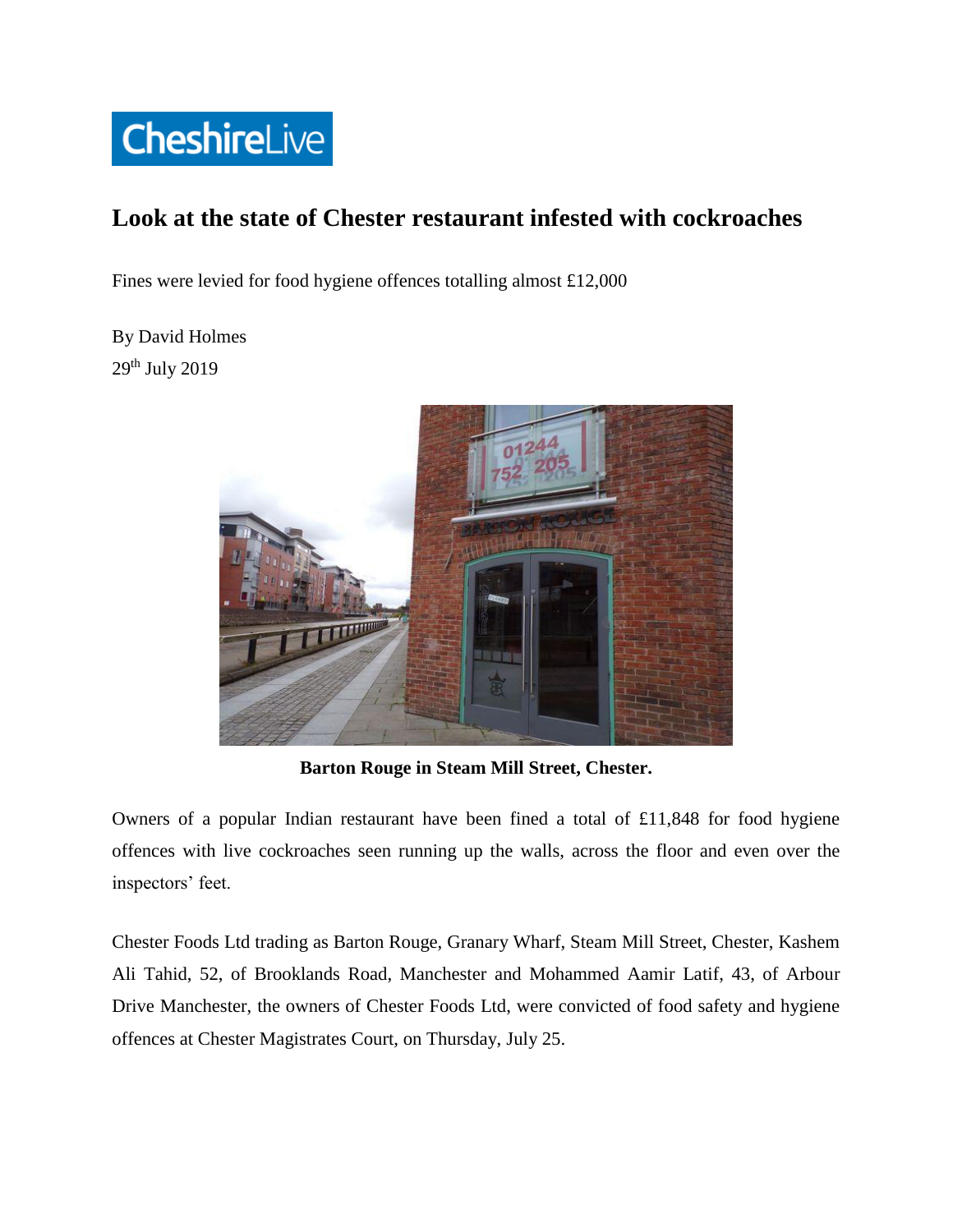CheshireLive

# Look at the state of Chester restaurant infested with cockroaches

Fines were levied for food hygiene offences totalling almost £12,000

By David Holmes
29th July 2019

**Barton Rouge in Steam Mill Street, Chester.**

Owners of a popular Indian restaurant have been fined a total of £11,848 for food hygiene offences with live cockroaches seen running up the walls, across the floor and even over the inspectors' feet.

Chester Foods Ltd trading as Barton Rouge, Granary Wharf, Steam Mill Street, Chester, Kashem Ali Tahid, 52, of Brooklands Road, Manchester and Mohammed Aamir Latif, 43, of Arbour Drive Manchester, the owners of Chester Foods Ltd, were convicted of food safety and hygiene offences at Chester Magistrates Court, on Thursday, July 25.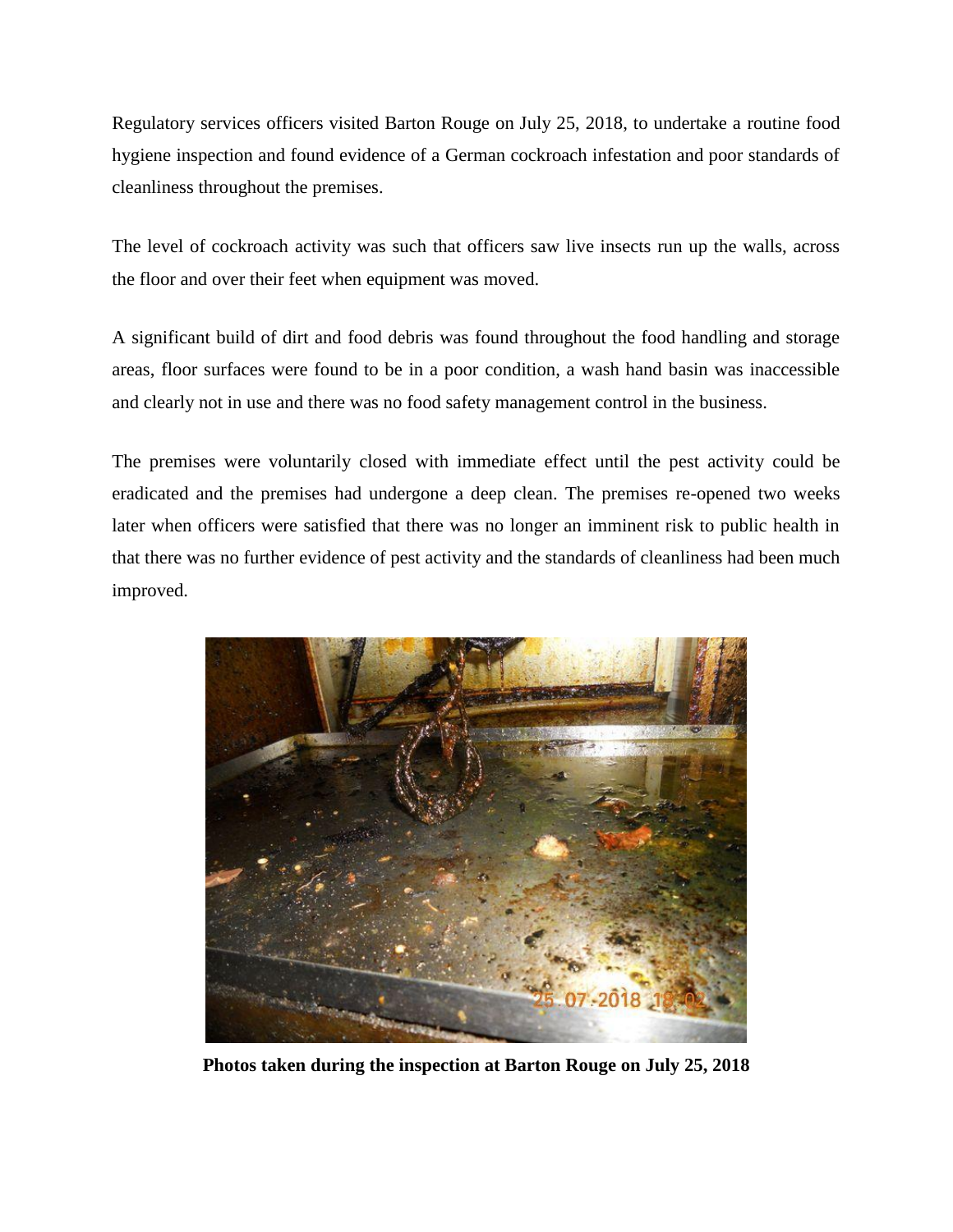Regulatory services officers visited Barton Rouge on July 25, 2018, to undertake a routine food hygiene inspection and found evidence of a German cockroach infestation and poor standards of cleanliness throughout the premises.

The level of cockroach activity was such that officers saw live insects run up the walls, across the floor and over their feet when equipment was moved.

A significant build of dirt and food debris was found throughout the food handling and storage areas, floor surfaces were found to be in a poor condition, a wash hand basin was inaccessible and clearly not in use and there was no food safety management control in the business.

The premises were voluntarily closed with immediate effect until the pest activity could be eradicated and the premises had undergone a deep clean. The premises re-opened two weeks later when officers were satisfied that there was no longer an imminent risk to public health in that there was no further evidence of pest activity and the standards of cleanliness had been much improved.

**Photos taken during the inspection at Barton Rouge on July 25, 2018**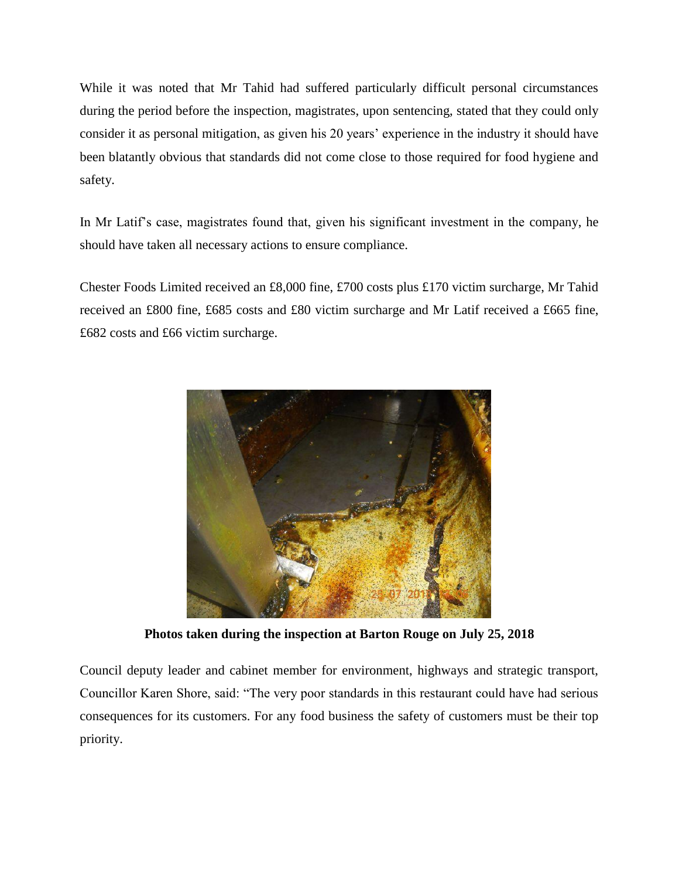While it was noted that Mr Tahid had suffered particularly difficult personal circumstances during the period before the inspection, magistrates, upon sentencing, stated that they could only consider it as personal mitigation, as given his 20 years' experience in the industry it should have been blatantly obvious that standards did not come close to those required for food hygiene and safety.

In Mr Latif's case, magistrates found that, given his significant investment in the company, he should have taken all necessary actions to ensure compliance.

Chester Foods Limited received an £8,000 fine, £700 costs plus £170 victim surcharge, Mr Tahid received an £800 fine, £685 costs and £80 victim surcharge and Mr Latif received a £665 fine, £682 costs and £66 victim surcharge.

**Photos taken during the inspection at Barton Rouge on July 25, 2018**

Council deputy leader and cabinet member for environment, highways and strategic transport, Councillor Karen Shore, said: "The very poor standards in this restaurant could have had serious consequences for its customers. For any food business the safety of customers must be their top priority.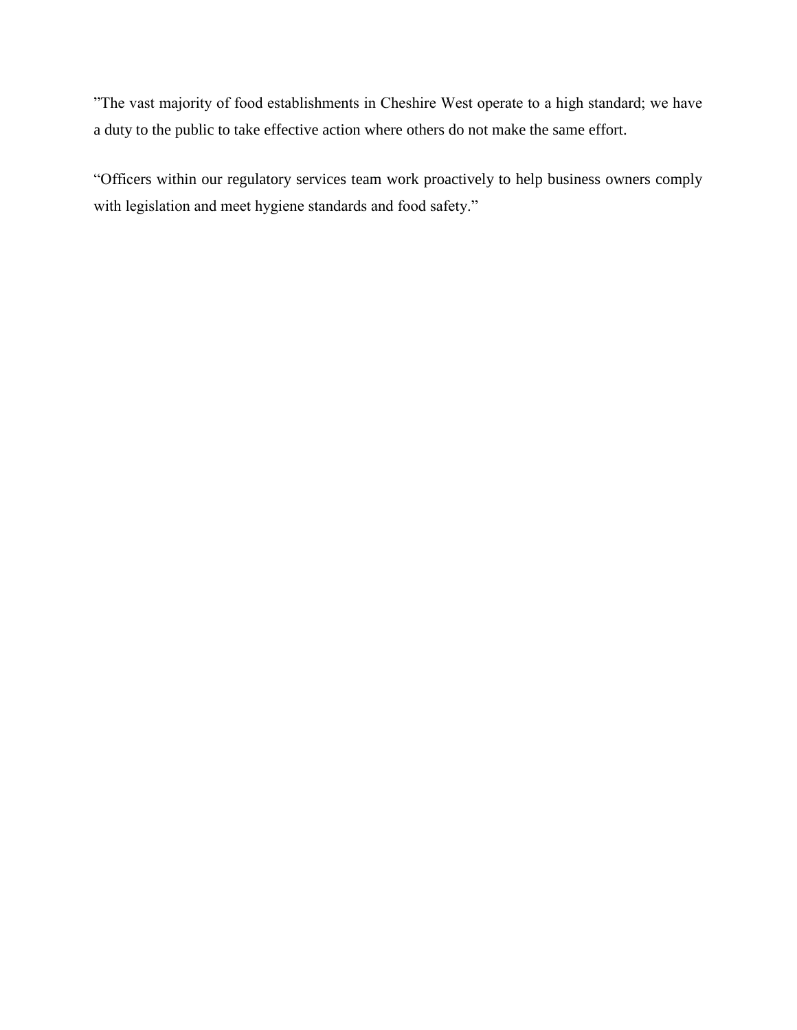”The vast majority of food establishments in Cheshire West operate to a high standard; we have a duty to the public to take effective action where others do not make the same effort.

“Officers within our regulatory services team work proactively to help business owners comply with legislation and meet hygiene standards and food safety.”